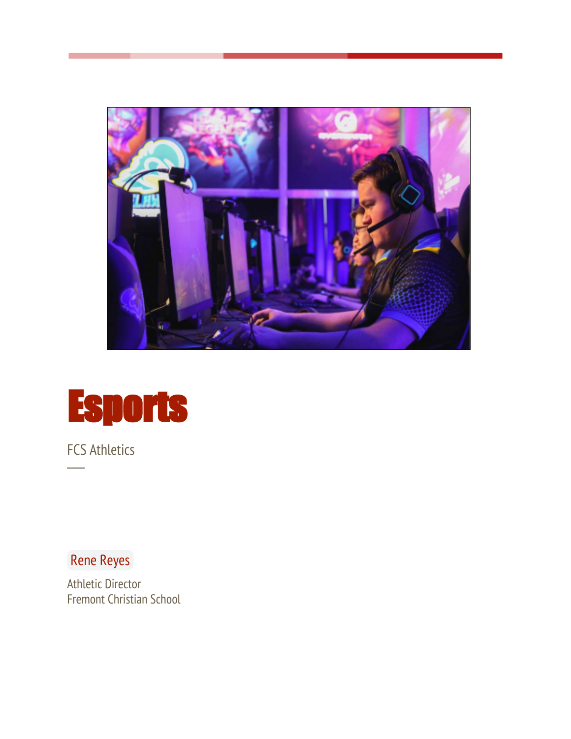# Esports

FCS Athletics

---

Rene Reyes

Athletic Director
Fremont Christian School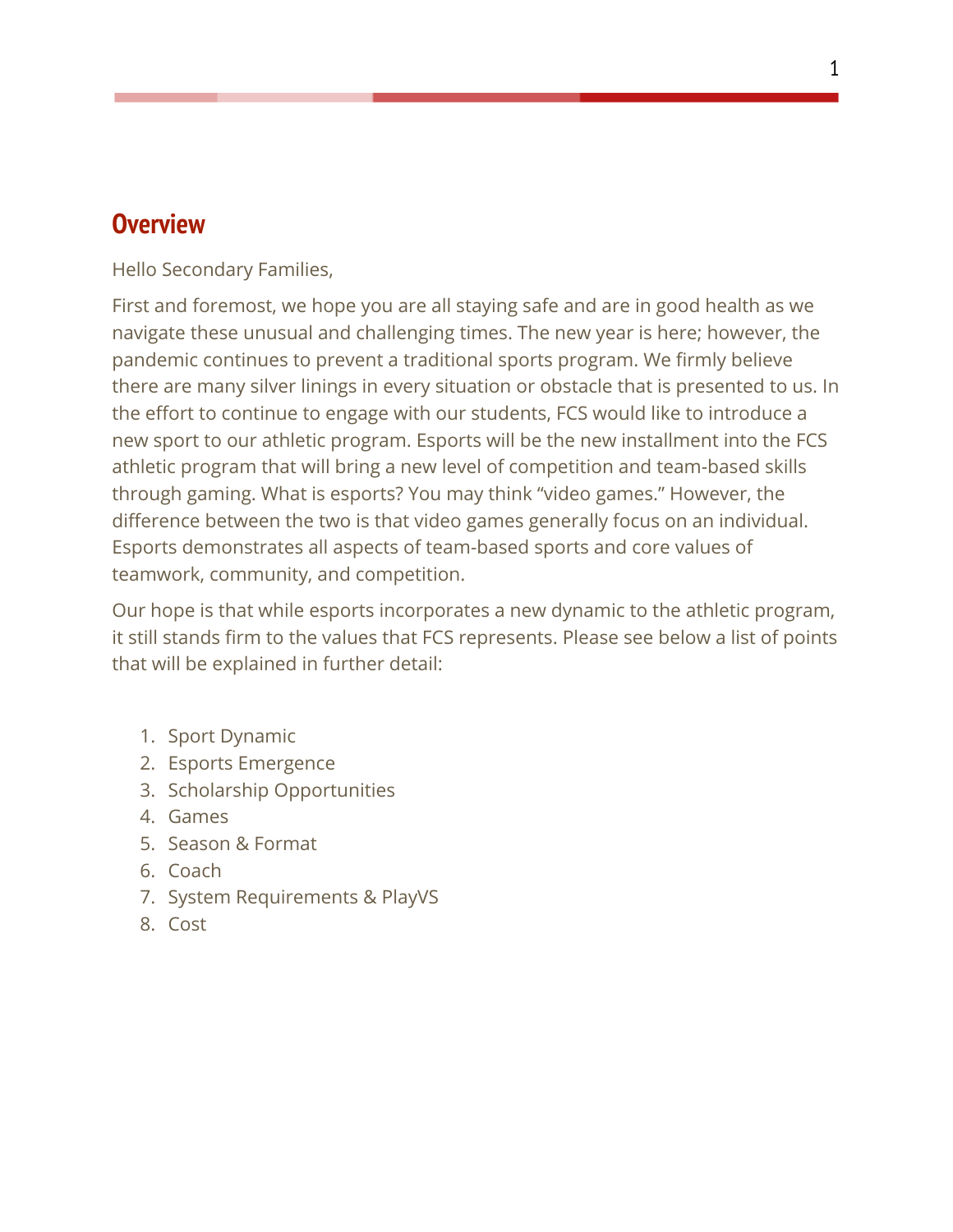## Overview

Hello Secondary Families,

First and foremost, we hope you are all staying safe and are in good health as we navigate these unusual and challenging times. The new year is here; however, the pandemic continues to prevent a traditional sports program. We firmly believe there are many silver linings in every situation or obstacle that is presented to us. In the effort to continue to engage with our students, FCS would like to introduce a new sport to our athletic program. Esports will be the new installment into the FCS athletic program that will bring a new level of competition and team-based skills through gaming. What is esports? You may think "video games." However, the difference between the two is that video games generally focus on an individual. Esports demonstrates all aspects of team-based sports and core values of teamwork, community, and competition.

Our hope is that while esports incorporates a new dynamic to the athletic program, it still stands firm to the values that FCS represents. Please see below a list of points that will be explained in further detail:

1. Sport Dynamic
2. Esports Emergence
3. Scholarship Opportunities
4. Games
5. Season & Format
6. Coach
7. System Requirements & PlayVS
8. Cost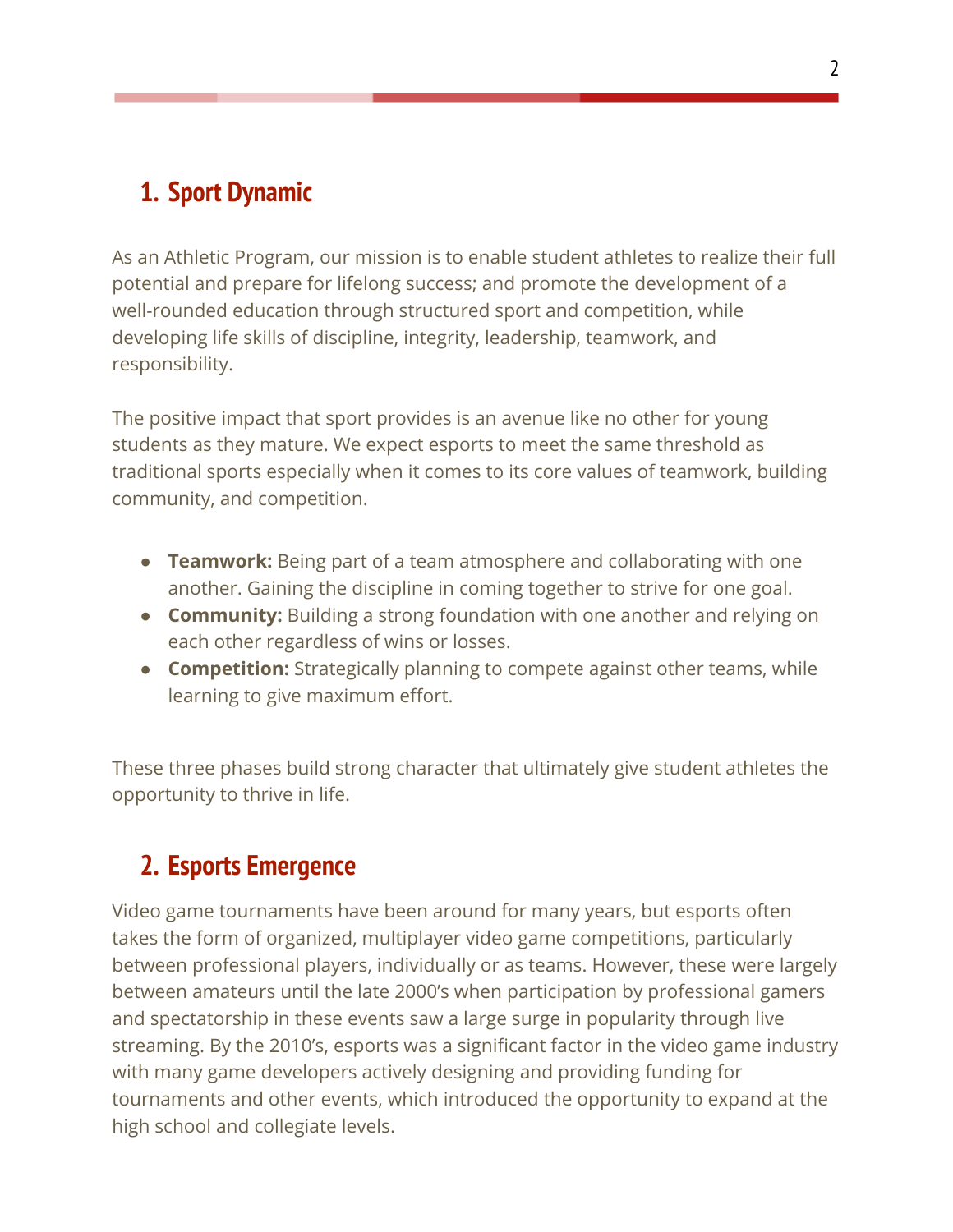## 1. Sport Dynamic

As an Athletic Program, our mission is to enable student athletes to realize their full potential and prepare for lifelong success; and promote the development of a well-rounded education through structured sport and competition, while developing life skills of discipline, integrity, leadership, teamwork, and responsibility.

The positive impact that sport provides is an avenue like no other for young students as they mature. We expect esports to meet the same threshold as traditional sports especially when it comes to its core values of teamwork, building community, and competition.

- **Teamwork:** Being part of a team atmosphere and collaborating with one another. Gaining the discipline in coming together to strive for one goal.
- **Community:** Building a strong foundation with one another and relying on each other regardless of wins or losses.
- **Competition:** Strategically planning to compete against other teams, while learning to give maximum effort.

These three phases build strong character that ultimately give student athletes the opportunity to thrive in life.

## 2. Esports Emergence

Video game tournaments have been around for many years, but esports often takes the form of organized, multiplayer video game competitions, particularly between professional players, individually or as teams. However, these were largely between amateurs until the late 2000's when participation by professional gamers and spectatorship in these events saw a large surge in popularity through live streaming. By the 2010's, esports was a significant factor in the video game industry with many game developers actively designing and providing funding for tournaments and other events, which introduced the opportunity to expand at the high school and collegiate levels.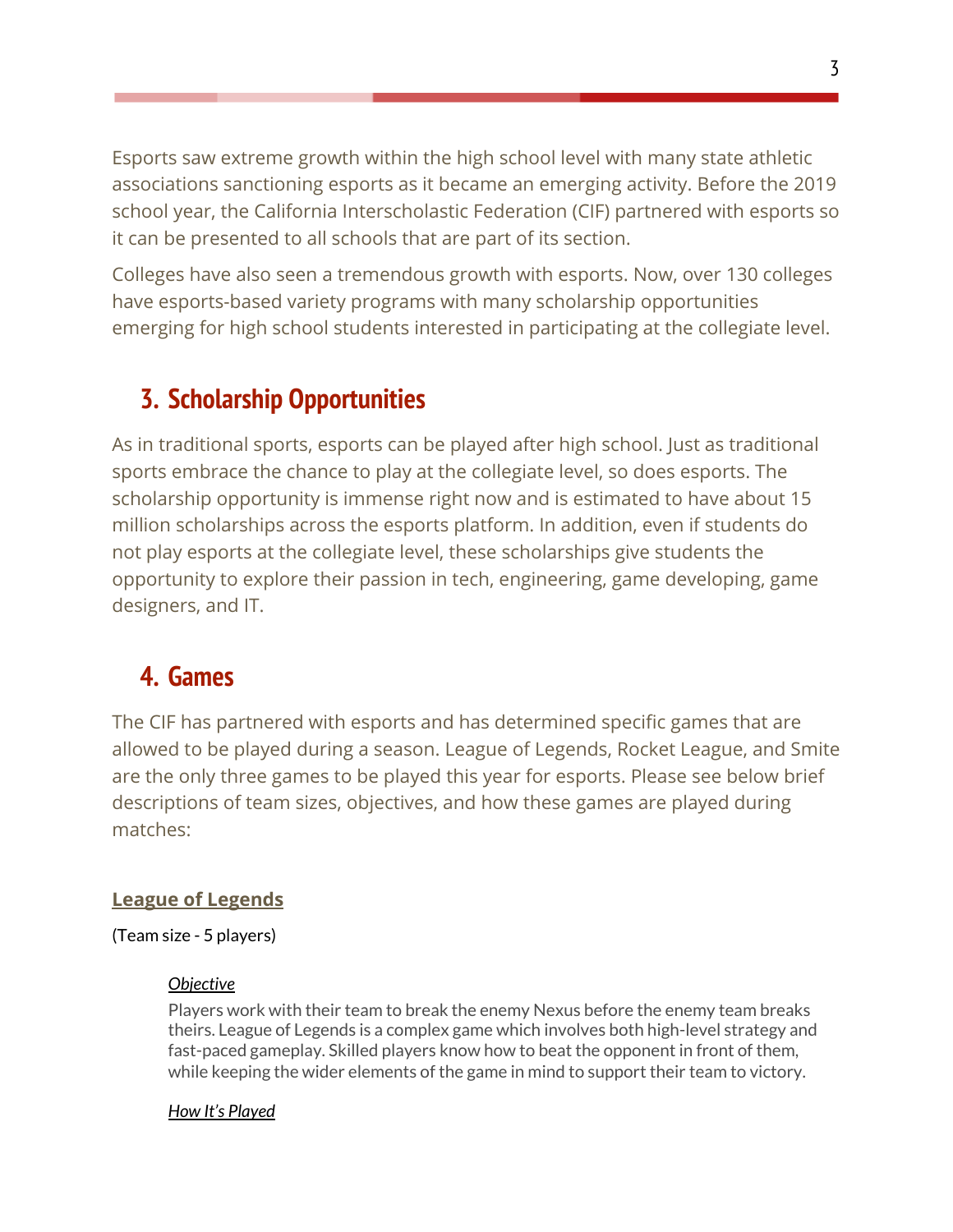Esports saw extreme growth within the high school level with many state athletic associations sanctioning esports as it became an emerging activity. Before the 2019 school year, the California Interscholastic Federation (CIF) partnered with esports so it can be presented to all schools that are part of its section.

Colleges have also seen a tremendous growth with esports. Now, over 130 colleges have esports-based variety programs with many scholarship opportunities emerging for high school students interested in participating at the collegiate level.

## 3. Scholarship Opportunities

As in traditional sports, esports can be played after high school. Just as traditional sports embrace the chance to play at the collegiate level, so does esports. The scholarship opportunity is immense right now and is estimated to have about 15 million scholarships across the esports platform. In addition, even if students do not play esports at the collegiate level, these scholarships give students the opportunity to explore their passion in tech, engineering, game developing, game designers, and IT.

## 4. Games

The CIF has partnered with esports and has determined specific games that are allowed to be played during a season. League of Legends, Rocket League, and Smite are the only three games to be played this year for esports. Please see below brief descriptions of team sizes, objectives, and how these games are played during matches:

### League of Legends

(Team size - 5 players)

*Objective*

Players work with their team to break the enemy Nexus before the enemy team breaks theirs. League of Legends is a complex game which involves both high-level strategy and fast-paced gameplay. Skilled players know how to beat the opponent in front of them, while keeping the wider elements of the game in mind to support their team to victory.

*How It's Played*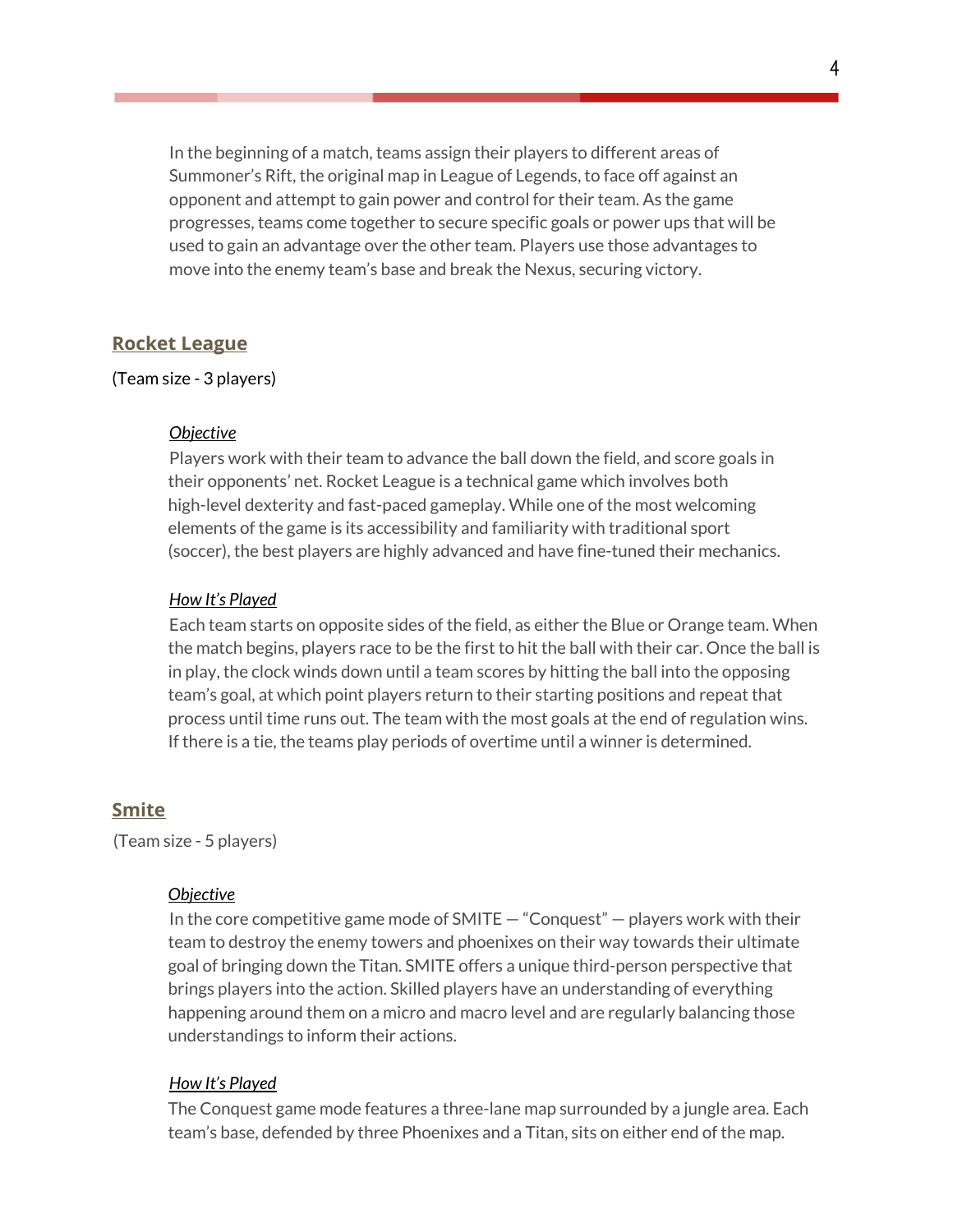In the beginning of a match, teams assign their players to different areas of Summoner's Rift, the original map in League of Legends, to face off against an opponent and attempt to gain power and control for their team. As the game progresses, teams come together to secure specific goals or power ups that will be used to gain an advantage over the other team. Players use those advantages to move into the enemy team's base and break the Nexus, securing victory.

## Rocket League

(Team size - 3 players)

### *Objective*

Players work with their team to advance the ball down the field, and score goals in their opponents' net. Rocket League is a technical game which involves both high-level dexterity and fast-paced gameplay. While one of the most welcoming elements of the game is its accessibility and familiarity with traditional sport (soccer), the best players are highly advanced and have fine-tuned their mechanics.

### *How It's Played*

Each team starts on opposite sides of the field, as either the Blue or Orange team. When the match begins, players race to be the first to hit the ball with their car. Once the ball is in play, the clock winds down until a team scores by hitting the ball into the opposing team's goal, at which point players return to their starting positions and repeat that process until time runs out. The team with the most goals at the end of regulation wins. If there is a tie, the teams play periods of overtime until a winner is determined.

## Smite

(Team size - 5 players)

### *Objective*

In the core competitive game mode of SMITE — "Conquest" — players work with their team to destroy the enemy towers and phoenixes on their way towards their ultimate goal of bringing down the Titan. SMITE offers a unique third-person perspective that brings players into the action. Skilled players have an understanding of everything happening around them on a micro and macro level and are regularly balancing those understandings to inform their actions.

### *How It's Played*

The Conquest game mode features a three-lane map surrounded by a jungle area. Each team's base, defended by three Phoenixes and a Titan, sits on either end of the map.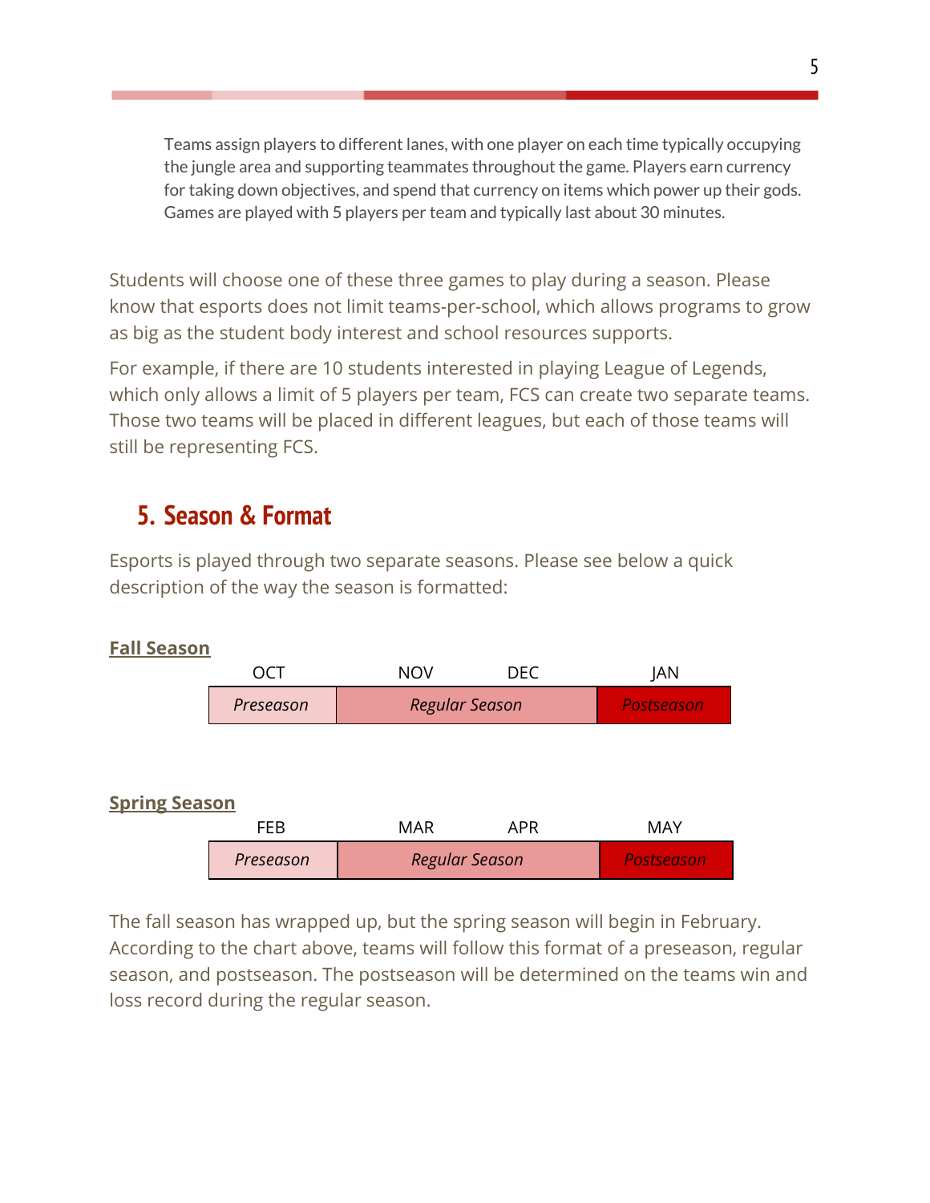Teams assign players to different lanes, with one player on each time typically occupying the jungle area and supporting teammates throughout the game. Players earn currency for taking down objectives, and spend that currency on items which power up their gods. Games are played with 5 players per team and typically last about 30 minutes.

Students will choose one of these three games to play during a season. Please know that esports does not limit teams-per-school, which allows programs to grow as big as the student body interest and school resources supports.

For example, if there are 10 students interested in playing League of Legends, which only allows a limit of 5 players per team, FCS can create two separate teams. Those two teams will be placed in different leagues, but each of those teams will still be representing FCS.

## 5. Season & Format

Esports is played through two separate seasons. Please see below a quick description of the way the season is formatted:

**Fall Season**

| OCT | NOV | DEC | JAN |
|---|---|---|---|
| *Preseason* | *Regular Season* | | *Postseason* |

**Spring Season**

| FEB | MAR | APR | MAY |
|---|---|---|---|
| *Preseason* | *Regular Season* | | *Postseason* |

The fall season has wrapped up, but the spring season will begin in February. According to the chart above, teams will follow this format of a preseason, regular season, and postseason. The postseason will be determined on the teams win and loss record during the regular season.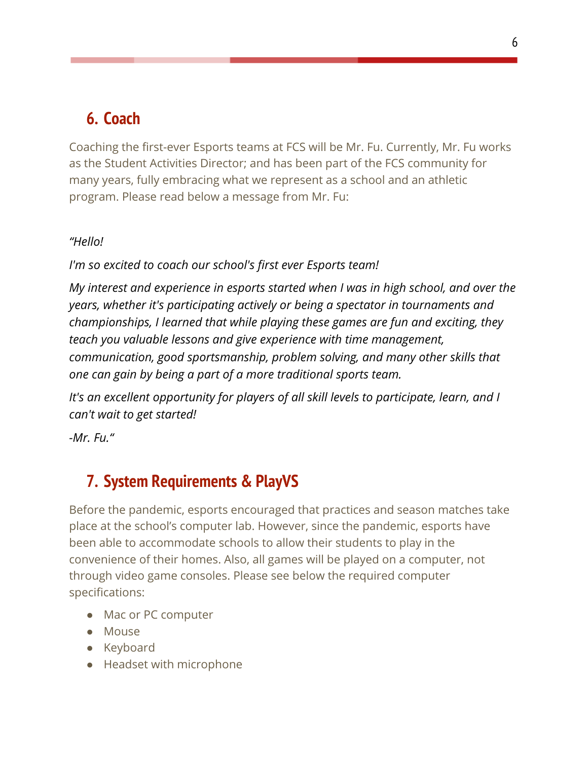## 6. Coach

Coaching the first-ever Esports teams at FCS will be Mr. Fu. Currently, Mr. Fu works as the Student Activities Director; and has been part of the FCS community for many years, fully embracing what we represent as a school and an athletic program. Please read below a message from Mr. Fu:

*"Hello!*

*I'm so excited to coach our school's first ever Esports team!*

*My interest and experience in esports started when I was in high school, and over the years, whether it's participating actively or being a spectator in tournaments and championships, I learned that while playing these games are fun and exciting, they teach you valuable lessons and give experience with time management, communication, good sportsmanship, problem solving, and many other skills that one can gain by being a part of a more traditional sports team.*

*It's an excellent opportunity for players of all skill levels to participate, learn, and I can't wait to get started!*

*-Mr. Fu."*

## 7. System Requirements & PlayVS

Before the pandemic, esports encouraged that practices and season matches take place at the school's computer lab. However, since the pandemic, esports have been able to accommodate schools to allow their students to play in the convenience of their homes. Also, all games will be played on a computer, not through video game consoles. Please see below the required computer specifications:

- Mac or PC computer
- Mouse
- Keyboard
- Headset with microphone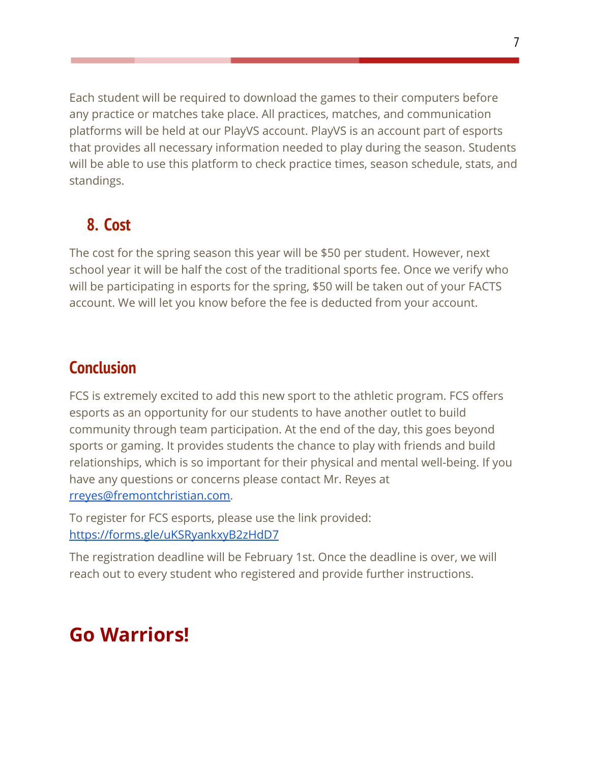Each student will be required to download the games to their computers before any practice or matches take place. All practices, matches, and communication platforms will be held at our PlayVS account. PlayVS is an account part of esports that provides all necessary information needed to play during the season. Students will be able to use this platform to check practice times, season schedule, stats, and standings.

## 8. Cost

The cost for the spring season this year will be $50 per student. However, next school year it will be half the cost of the traditional sports fee. Once we verify who will be participating in esports for the spring, $50 will be taken out of your FACTS account. We will let you know before the fee is deducted from your account.

## Conclusion

FCS is extremely excited to add this new sport to the athletic program. FCS offers esports as an opportunity for our students to have another outlet to build community through team participation. At the end of the day, this goes beyond sports or gaming. It provides students the chance to play with friends and build relationships, which is so important for their physical and mental well-being. If you have any questions or concerns please contact Mr. Reyes at [rreyes@fremontchristian.com](mailto:rreyes@fremontchristian.com).

To register for FCS esports, please use the link provided: [https://forms.gle/uKSRyankxyB2zHdD7](https://forms.gle/uKSRyankxyB2zHdD7)

The registration deadline will be February 1st. Once the deadline is over, we will reach out to every student who registered and provide further instructions.

# Go Warriors!